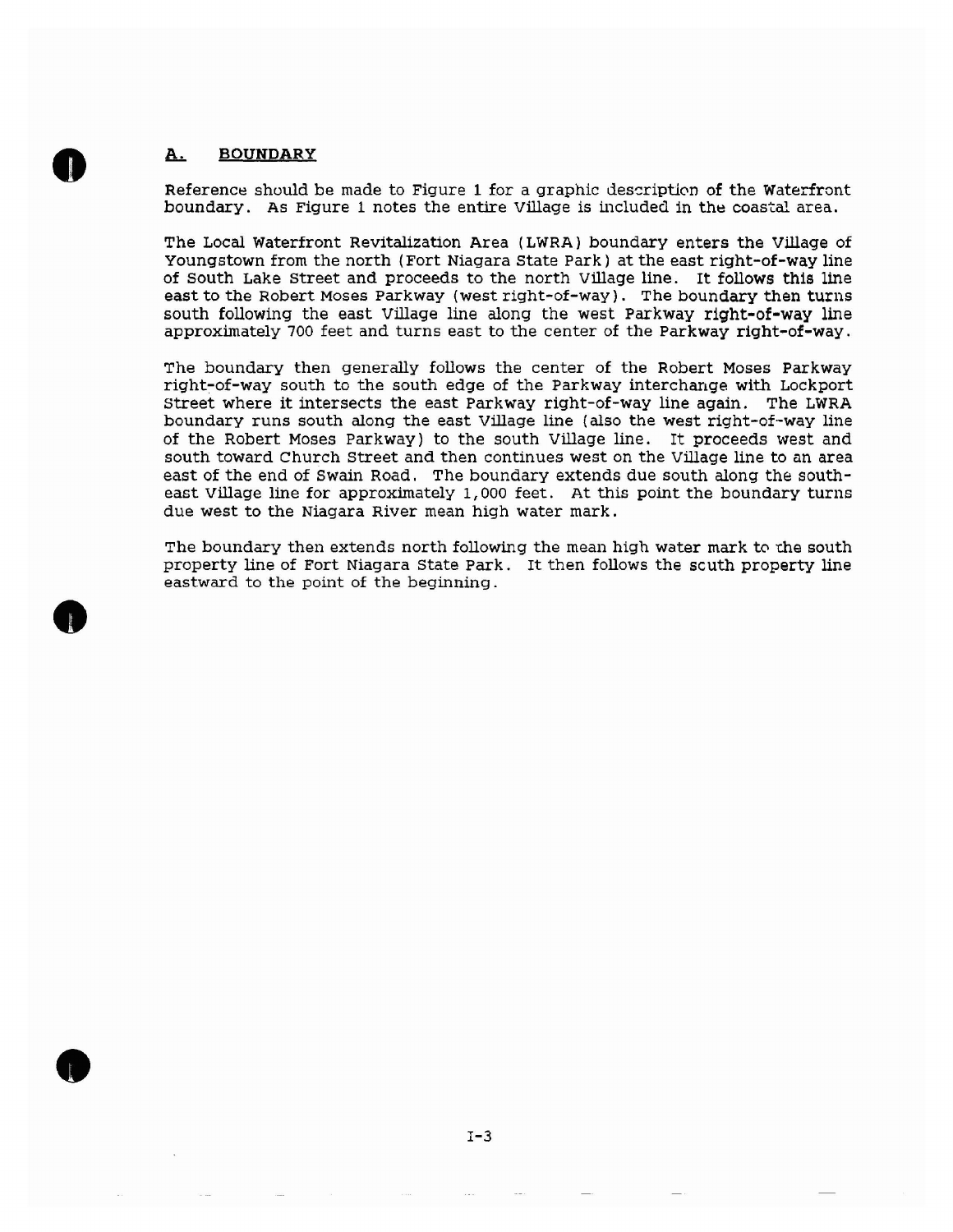## A. BOUNDARY

Reference should be made to Figure 1 for a graphic description of the Waterfront boundary. As Figure 1 notes the entire Village is included in the coastal area.

The Local Waterfront Revitalization Area (LWRA) boundary enters the Village of Youngstown from the north (Fort Niagara State Park) at the east right-of-way line of South Lake Street and proceeds to the north Village line. It follows this line east to the Robert Moses Parkway (west right-of-way). The boundary then turns south following the east Village line along the west Parkway right-of-way line approximately 700 feet and turns east to the center of the Parkway right-of-way.

The boundary then generally follows the center of the Robert Moses Parkway right-of-way south to the south edge of the Parkway interchange with Lockport Street where it intersects the east Parkway right-of-way line again. The LWRA boundary runs south along the east Village line (also the west right-of-way line of the Robert Moses Parkway) to the south Village line. It proceeds west and south toward Church Street and then continues west on the Village line to an area east of the end of Swain Road. The boundary extends due south along the south-east Village line for approximately 1,000 feet. At this point the boundary turns due west to the Niagara River mean high water mark.

The boundary then extends north following the mean high water mark to the south property line of Fort Niagara State Park. It then follows the south property line eastward to the point of the beginning.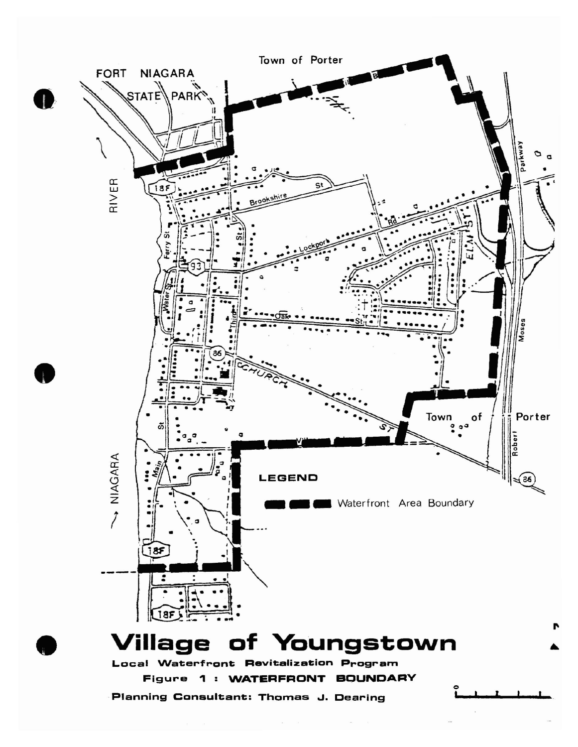FORT NIAGARA

STATE PARK

Town of Porter

RIVER

NIAGARA

18F

Brookshire St

Ferry St

Lockport Rd

93

Water St

Third St

Oak St

86

CHURCH ST

ELM ST

Parkway

Robert Moses

Town of Porter

St

Main

18F

18F

86

LEGEND

Waterfront Area Boundary

# Village of Youngstown

**Local Waterfront Revitalization Program**

**Figure 1 : WATERFRONT BOUNDARY**

**Planning Consultant: Thomas J. Dearing**

0